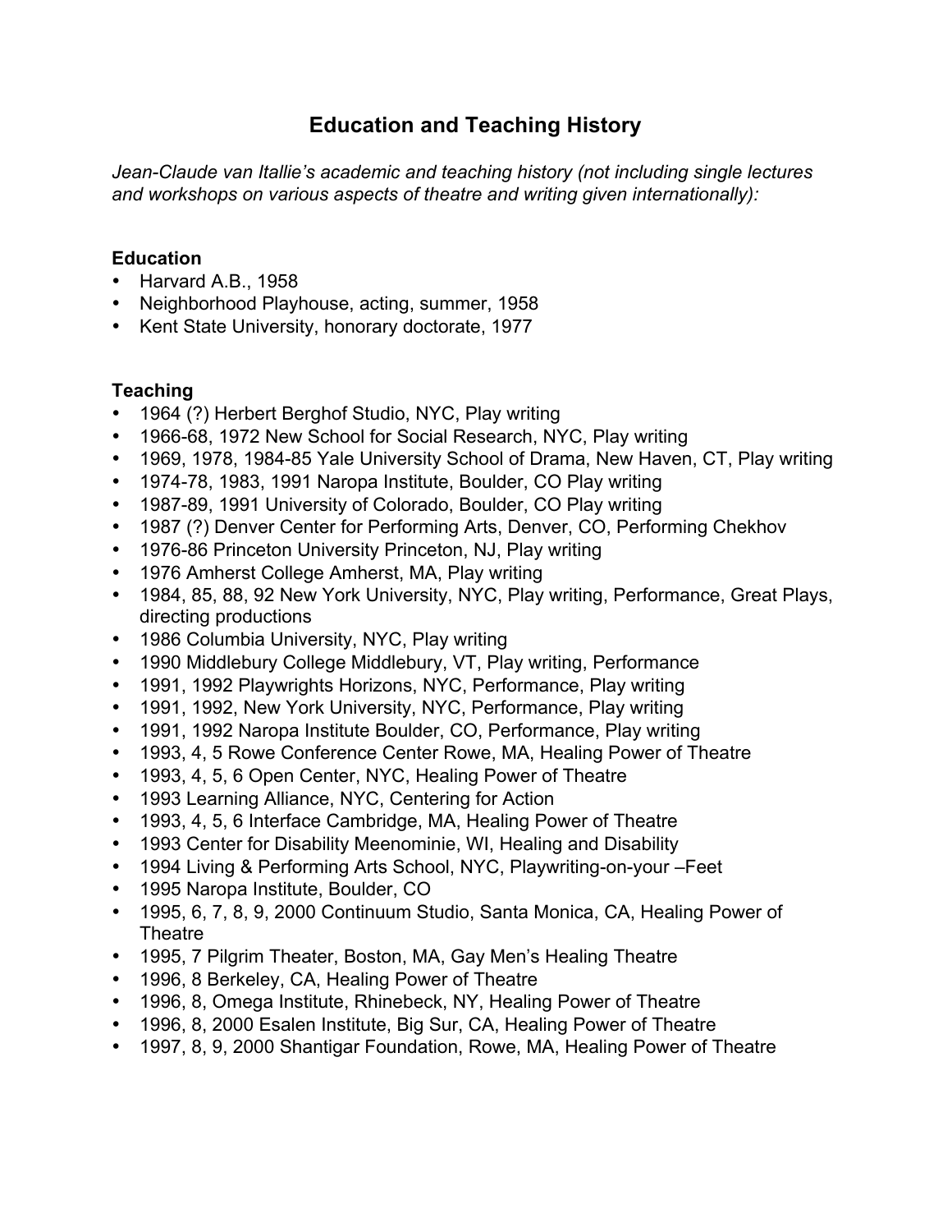# Education and Teaching History

*Jean-Claude van Itallie's academic and teaching history (not including single lectures and workshops on various aspects of theatre and writing given internationally):*

## Education

- Harvard A.B., 1958
- Neighborhood Playhouse, acting, summer, 1958
- Kent State University, honorary doctorate, 1977

## Teaching

- 1964 (?) Herbert Berghof Studio, NYC, Play writing
- 1966-68, 1972 New School for Social Research, NYC, Play writing
- 1969, 1978, 1984-85 Yale University School of Drama, New Haven, CT, Play writing
- 1974-78, 1983, 1991 Naropa Institute, Boulder, CO Play writing
- 1987-89, 1991 University of Colorado, Boulder, CO Play writing
- 1987 (?) Denver Center for Performing Arts, Denver, CO, Performing Chekhov
- 1976-86 Princeton University Princeton, NJ, Play writing
- 1976 Amherst College Amherst, MA, Play writing
- 1984, 85, 88, 92 New York University, NYC, Play writing, Performance, Great Plays, directing productions
- 1986 Columbia University, NYC, Play writing
- 1990 Middlebury College Middlebury, VT, Play writing, Performance
- 1991, 1992 Playwrights Horizons, NYC, Performance, Play writing
- 1991, 1992, New York University, NYC, Performance, Play writing
- 1991, 1992 Naropa Institute Boulder, CO, Performance, Play writing
- 1993, 4, 5 Rowe Conference Center Rowe, MA, Healing Power of Theatre
- 1993, 4, 5, 6 Open Center, NYC, Healing Power of Theatre
- 1993 Learning Alliance, NYC, Centering for Action
- 1993, 4, 5, 6 Interface Cambridge, MA, Healing Power of Theatre
- 1993 Center for Disability Meenominie, WI, Healing and Disability
- 1994 Living & Performing Arts School, NYC, Playwriting-on-your –Feet
- 1995 Naropa Institute, Boulder, CO
- 1995, 6, 7, 8, 9, 2000 Continuum Studio, Santa Monica, CA, Healing Power of Theatre
- 1995, 7 Pilgrim Theater, Boston, MA, Gay Men's Healing Theatre
- 1996, 8 Berkeley, CA, Healing Power of Theatre
- 1996, 8, Omega Institute, Rhinebeck, NY, Healing Power of Theatre
- 1996, 8, 2000 Esalen Institute, Big Sur, CA, Healing Power of Theatre
- 1997, 8, 9, 2000 Shantigar Foundation, Rowe, MA, Healing Power of Theatre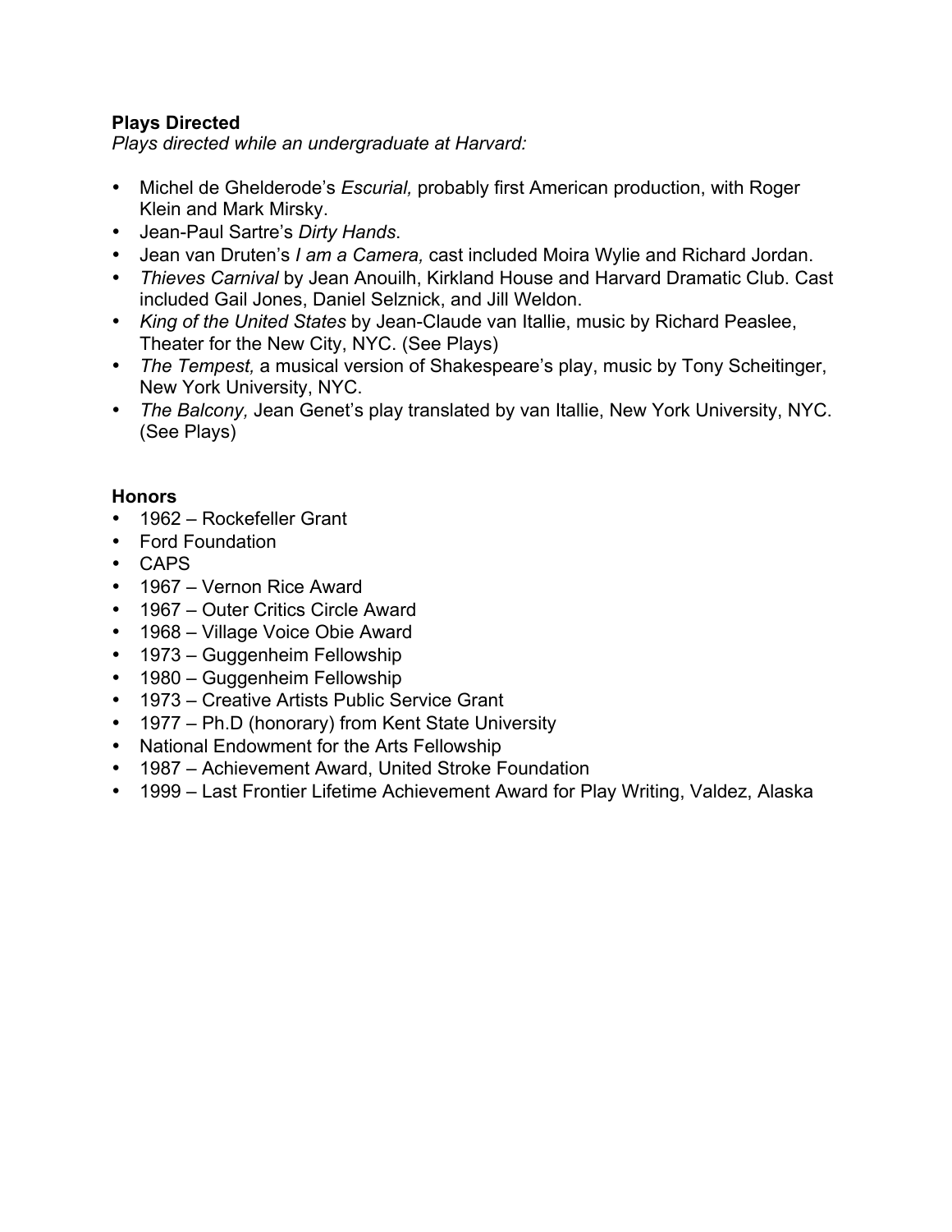**Plays Directed**

*Plays directed while an undergraduate at Harvard:*

- Michel de Ghelderode's *Escurial,* probably first American production, with Roger Klein and Mark Mirsky.
- Jean-Paul Sartre's *Dirty Hands*.
- Jean van Druten's *I am a Camera,* cast included Moira Wylie and Richard Jordan.
- *Thieves Carnival* by Jean Anouilh, Kirkland House and Harvard Dramatic Club. Cast included Gail Jones, Daniel Selznick, and Jill Weldon.
- *King of the United States* by Jean-Claude van Itallie, music by Richard Peaslee, Theater for the New City, NYC. (See Plays)
- *The Tempest,* a musical version of Shakespeare's play, music by Tony Scheitinger, New York University, NYC.
- *The Balcony,* Jean Genet's play translated by van Itallie, New York University, NYC. (See Plays)

**Honors**

- 1962 – Rockefeller Grant
- Ford Foundation
- CAPS
- 1967 – Vernon Rice Award
- 1967 – Outer Critics Circle Award
- 1968 – Village Voice Obie Award
- 1973 – Guggenheim Fellowship
- 1980 – Guggenheim Fellowship
- 1973 – Creative Artists Public Service Grant
- 1977 – Ph.D (honorary) from Kent State University
- National Endowment for the Arts Fellowship
- 1987 – Achievement Award, United Stroke Foundation
- 1999 – Last Frontier Lifetime Achievement Award for Play Writing, Valdez, Alaska